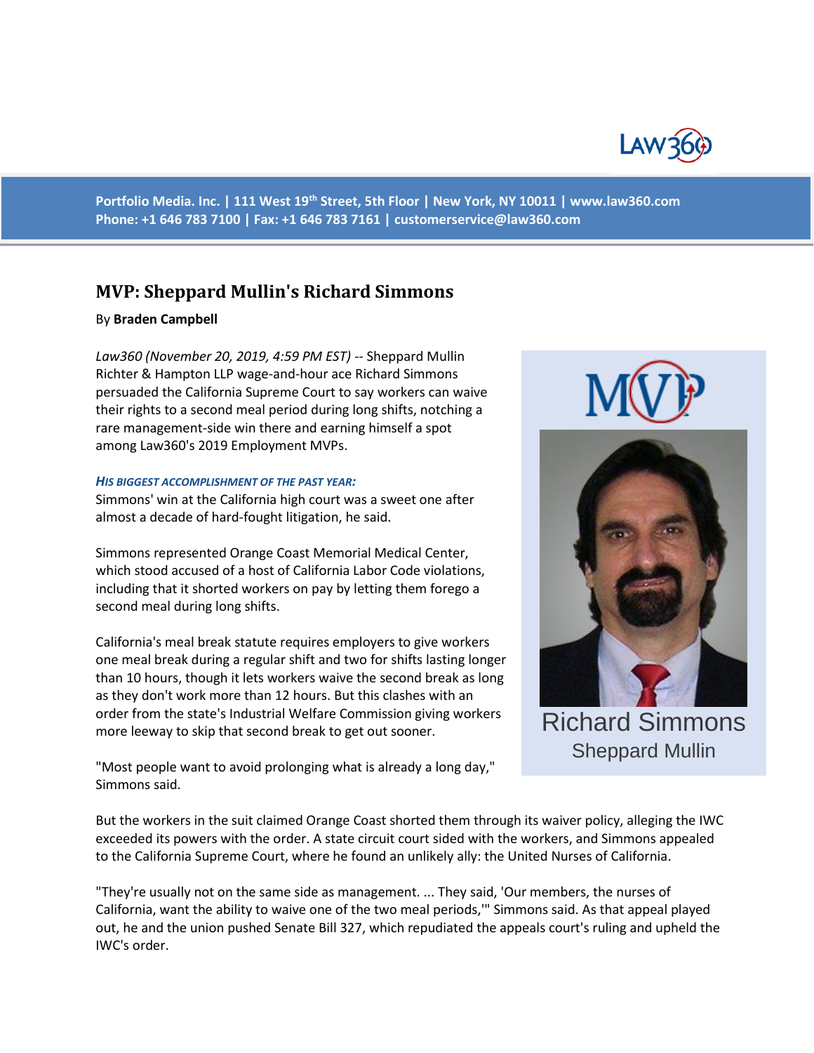Portfolio Media. Inc. | 111 West 19th Street, 5th Floor | New York, NY 10011 | www.law360.com
Phone: +1 646 783 7100 | Fax: +1 646 783 7161 | customerservice@law360.com

# MVP: Sheppard Mullin's Richard Simmons

By **Braden Campbell**

*Law360 (November 20, 2019, 4:59 PM EST)* -- Sheppard Mullin Richter & Hampton LLP wage-and-hour ace Richard Simmons persuaded the California Supreme Court to say workers can waive their rights to a second meal period during long shifts, notching a rare management-side win there and earning himself a spot among Law360's 2019 Employment MVPs.

Richard Simmons
Sheppard Mullin

***His biggest accomplishment of the past year:***

Simmons' win at the California high court was a sweet one after almost a decade of hard-fought litigation, he said.

Simmons represented Orange Coast Memorial Medical Center, which stood accused of a host of California Labor Code violations, including that it shorted workers on pay by letting them forego a second meal during long shifts.

California's meal break statute requires employers to give workers one meal break during a regular shift and two for shifts lasting longer than 10 hours, though it lets workers waive the second break as long as they don't work more than 12 hours. But this clashes with an order from the state's Industrial Welfare Commission giving workers more leeway to skip that second break to get out sooner.

"Most people want to avoid prolonging what is already a long day," Simmons said.

But the workers in the suit claimed Orange Coast shorted them through its waiver policy, alleging the IWC exceeded its powers with the order. A state circuit court sided with the workers, and Simmons appealed to the California Supreme Court, where he found an unlikely ally: the United Nurses of California.

"They're usually not on the same side as management. ... They said, 'Our members, the nurses of California, want the ability to waive one of the two meal periods,'" Simmons said. As that appeal played out, he and the union pushed Senate Bill 327, which repudiated the appeals court's ruling and upheld the IWC's order.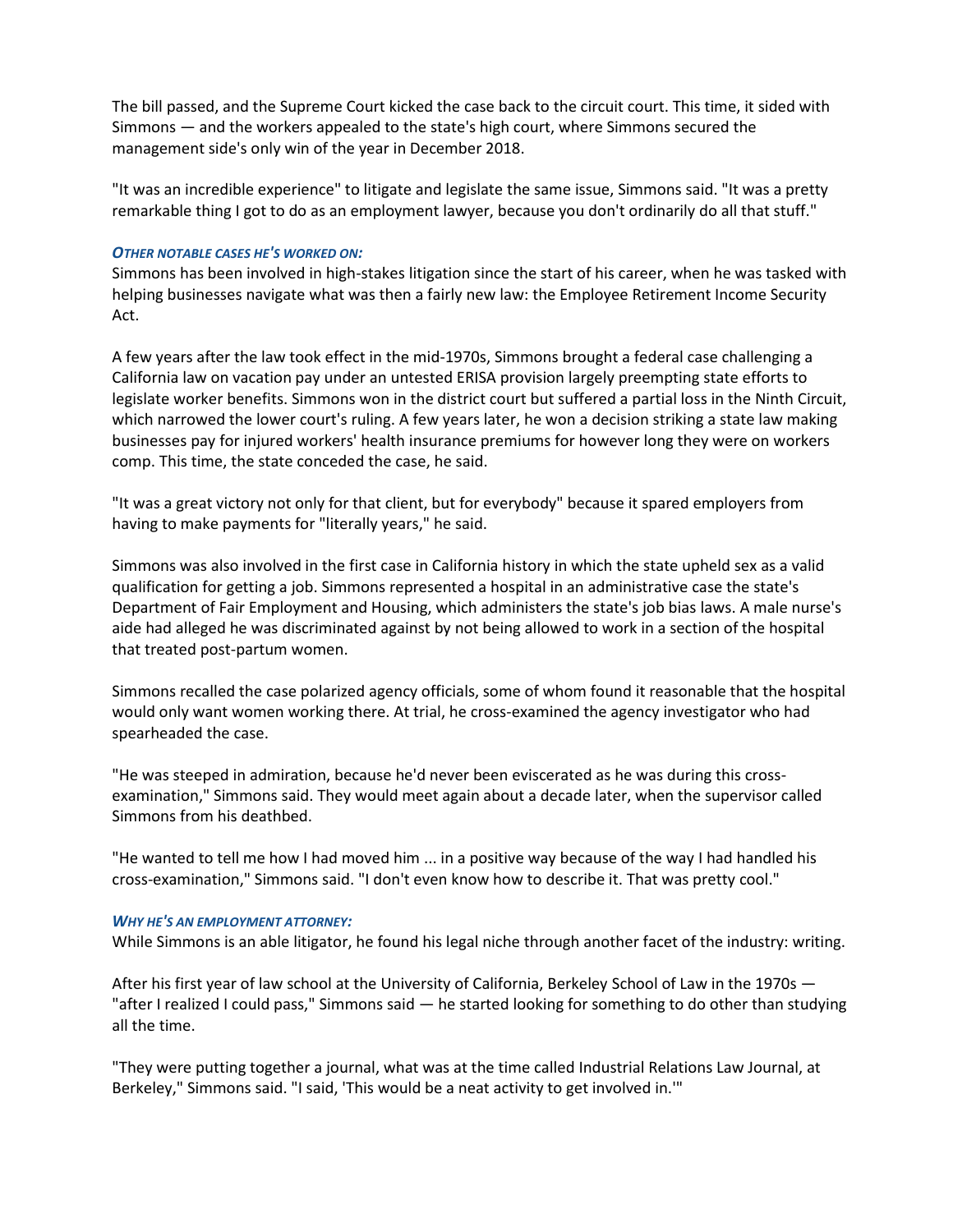The bill passed, and the Supreme Court kicked the case back to the circuit court. This time, it sided with Simmons — and the workers appealed to the state's high court, where Simmons secured the management side's only win of the year in December 2018.

"It was an incredible experience" to litigate and legislate the same issue, Simmons said. "It was a pretty remarkable thing I got to do as an employment lawyer, because you don't ordinarily do all that stuff."

***OTHER NOTABLE CASES HE'S WORKED ON:***

Simmons has been involved in high-stakes litigation since the start of his career, when he was tasked with helping businesses navigate what was then a fairly new law: the Employee Retirement Income Security Act.

A few years after the law took effect in the mid-1970s, Simmons brought a federal case challenging a California law on vacation pay under an untested ERISA provision largely preempting state efforts to legislate worker benefits. Simmons won in the district court but suffered a partial loss in the Ninth Circuit, which narrowed the lower court's ruling. A few years later, he won a decision striking a state law making businesses pay for injured workers' health insurance premiums for however long they were on workers comp. This time, the state conceded the case, he said.

"It was a great victory not only for that client, but for everybody" because it spared employers from having to make payments for "literally years," he said.

Simmons was also involved in the first case in California history in which the state upheld sex as a valid qualification for getting a job. Simmons represented a hospital in an administrative case the state's Department of Fair Employment and Housing, which administers the state's job bias laws. A male nurse's aide had alleged he was discriminated against by not being allowed to work in a section of the hospital that treated post-partum women.

Simmons recalled the case polarized agency officials, some of whom found it reasonable that the hospital would only want women working there. At trial, he cross-examined the agency investigator who had spearheaded the case.

"He was steeped in admiration, because he'd never been eviscerated as he was during this cross-examination," Simmons said. They would meet again about a decade later, when the supervisor called Simmons from his deathbed.

"He wanted to tell me how I had moved him ... in a positive way because of the way I had handled his cross-examination," Simmons said. "I don't even know how to describe it. That was pretty cool."

***WHY HE'S AN EMPLOYMENT ATTORNEY:***

While Simmons is an able litigator, he found his legal niche through another facet of the industry: writing.

After his first year of law school at the University of California, Berkeley School of Law in the 1970s — "after I realized I could pass," Simmons said — he started looking for something to do other than studying all the time.

"They were putting together a journal, what was at the time called Industrial Relations Law Journal, at Berkeley," Simmons said. "I said, 'This would be a neat activity to get involved in.'"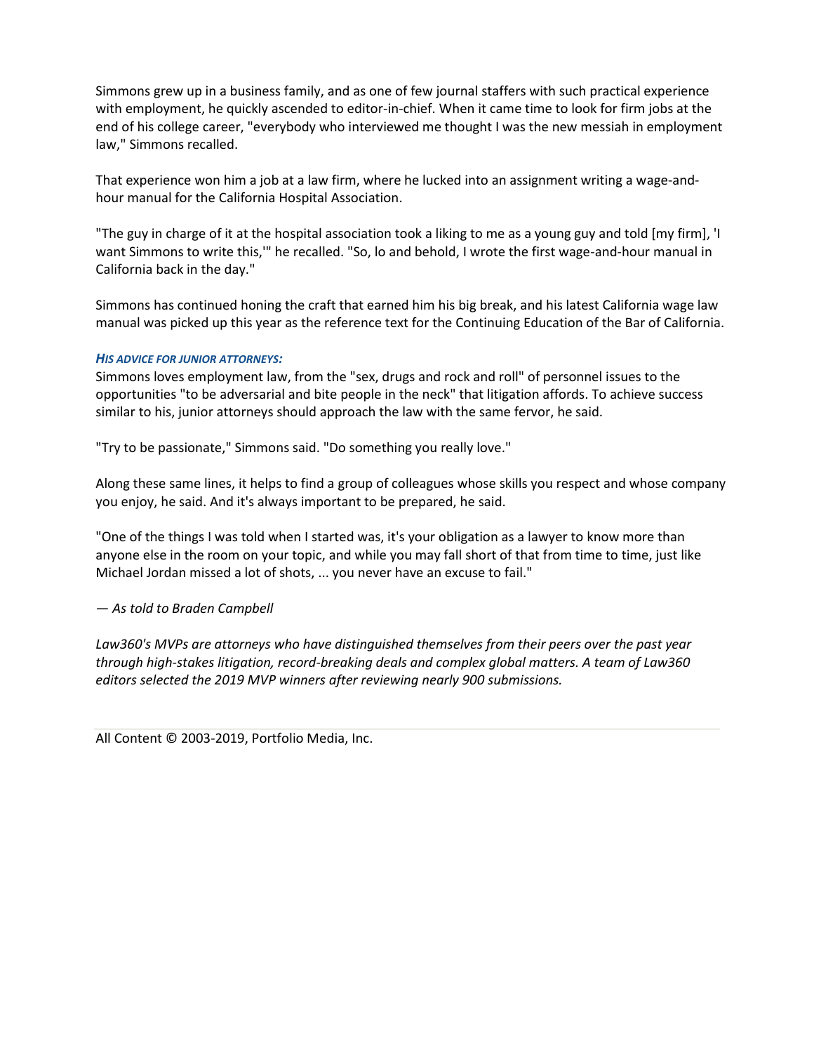Simmons grew up in a business family, and as one of few journal staffers with such practical experience with employment, he quickly ascended to editor-in-chief. When it came time to look for firm jobs at the end of his college career, "everybody who interviewed me thought I was the new messiah in employment law," Simmons recalled.

That experience won him a job at a law firm, where he lucked into an assignment writing a wage-and-hour manual for the California Hospital Association.

"The guy in charge of it at the hospital association took a liking to me as a young guy and told [my firm], 'I want Simmons to write this,'" he recalled. "So, lo and behold, I wrote the first wage-and-hour manual in California back in the day."

Simmons has continued honing the craft that earned him his big break, and his latest California wage law manual was picked up this year as the reference text for the Continuing Education of the Bar of California.

***His Advice for Junior Attorneys:***

Simmons loves employment law, from the "sex, drugs and rock and roll" of personnel issues to the opportunities "to be adversarial and bite people in the neck" that litigation affords. To achieve success similar to his, junior attorneys should approach the law with the same fervor, he said.

"Try to be passionate," Simmons said. "Do something you really love."

Along these same lines, it helps to find a group of colleagues whose skills you respect and whose company you enjoy, he said. And it's always important to be prepared, he said.

"One of the things I was told when I started was, it's your obligation as a lawyer to know more than anyone else in the room on your topic, and while you may fall short of that from time to time, just like Michael Jordan missed a lot of shots, ... you never have an excuse to fail."

*— As told to Braden Campbell*

*Law360's MVPs are attorneys who have distinguished themselves from their peers over the past year through high-stakes litigation, record-breaking deals and complex global matters. A team of Law360 editors selected the 2019 MVP winners after reviewing nearly 900 submissions.*

---

All Content © 2003-2019, Portfolio Media, Inc.